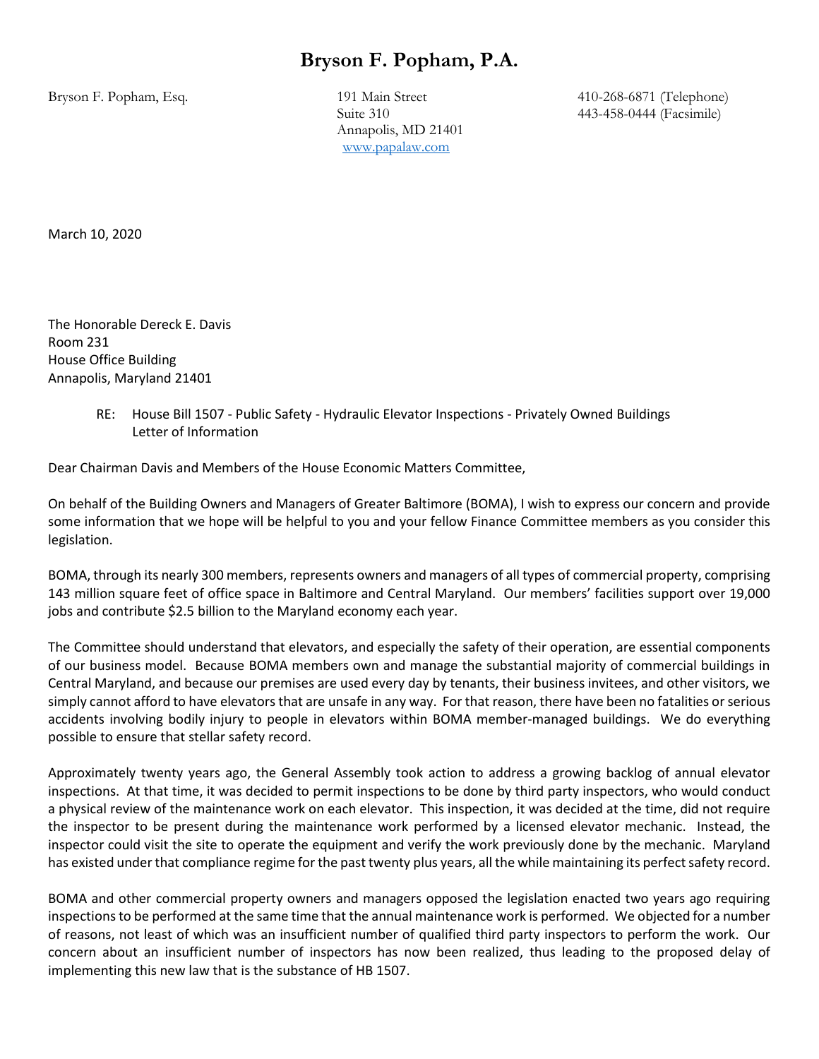# Bryson F. Popham, P.A.

Bryson F. Popham, Esq.

191 Main Street
Suite 310
Annapolis, MD 21401
www.papalaw.com

410-268-6871 (Telephone)
443-458-0444 (Facsimile)

March 10, 2020

The Honorable Dereck E. Davis
Room 231
House Office Building
Annapolis, Maryland 21401

RE: House Bill 1507 - Public Safety - Hydraulic Elevator Inspections - Privately Owned Buildings
Letter of Information

Dear Chairman Davis and Members of the House Economic Matters Committee,

On behalf of the Building Owners and Managers of Greater Baltimore (BOMA), I wish to express our concern and provide some information that we hope will be helpful to you and your fellow Finance Committee members as you consider this legislation.

BOMA, through its nearly 300 members, represents owners and managers of all types of commercial property, comprising 143 million square feet of office space in Baltimore and Central Maryland. Our members' facilities support over 19,000 jobs and contribute $2.5 billion to the Maryland economy each year.

The Committee should understand that elevators, and especially the safety of their operation, are essential components of our business model. Because BOMA members own and manage the substantial majority of commercial buildings in Central Maryland, and because our premises are used every day by tenants, their business invitees, and other visitors, we simply cannot afford to have elevators that are unsafe in any way. For that reason, there have been no fatalities or serious accidents involving bodily injury to people in elevators within BOMA member-managed buildings. We do everything possible to ensure that stellar safety record.

Approximately twenty years ago, the General Assembly took action to address a growing backlog of annual elevator inspections. At that time, it was decided to permit inspections to be done by third party inspectors, who would conduct a physical review of the maintenance work on each elevator. This inspection, it was decided at the time, did not require the inspector to be present during the maintenance work performed by a licensed elevator mechanic. Instead, the inspector could visit the site to operate the equipment and verify the work previously done by the mechanic. Maryland has existed under that compliance regime for the past twenty plus years, all the while maintaining its perfect safety record.

BOMA and other commercial property owners and managers opposed the legislation enacted two years ago requiring inspections to be performed at the same time that the annual maintenance work is performed. We objected for a number of reasons, not least of which was an insufficient number of qualified third party inspectors to perform the work. Our concern about an insufficient number of inspectors has now been realized, thus leading to the proposed delay of implementing this new law that is the substance of HB 1507.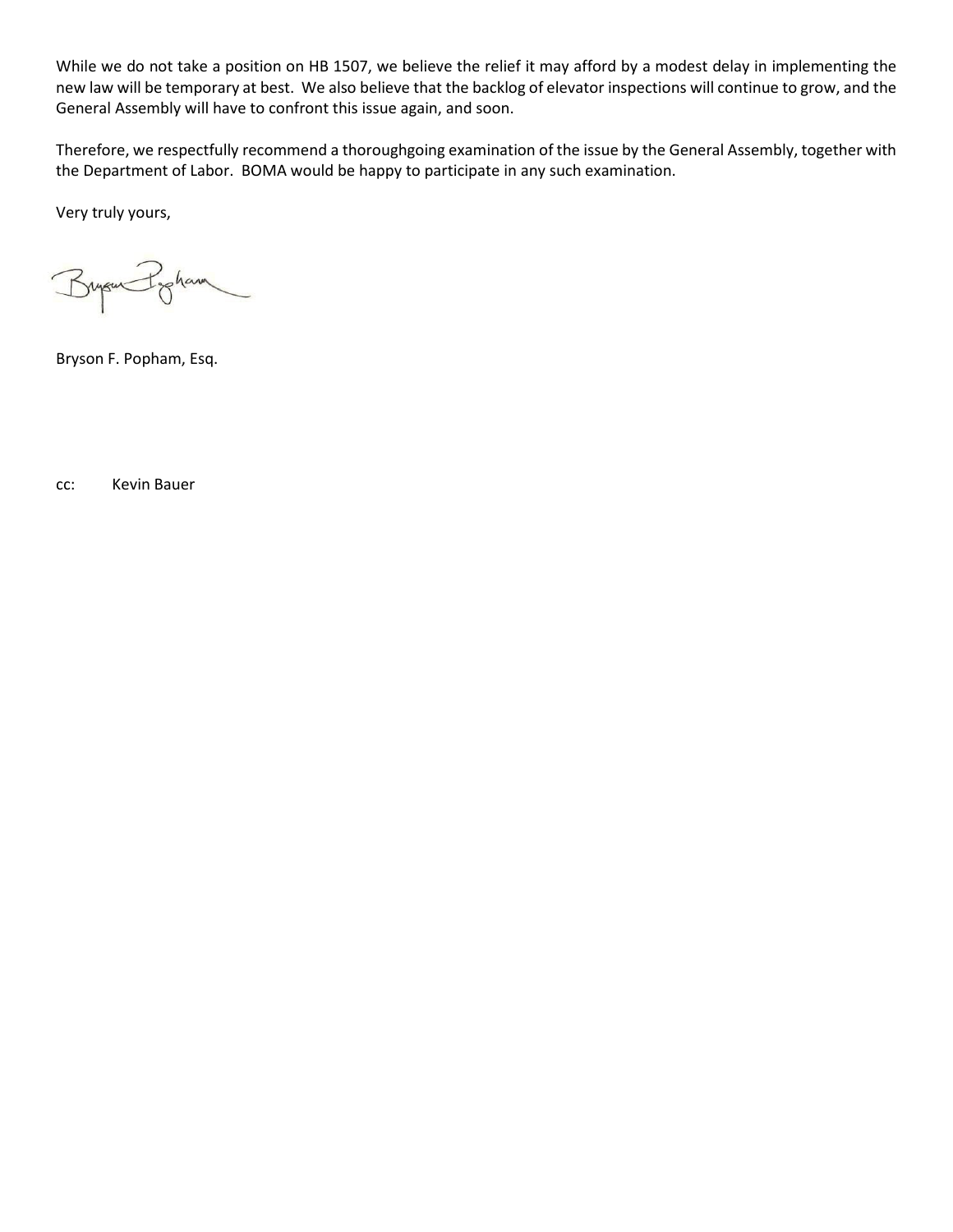While we do not take a position on HB 1507, we believe the relief it may afford by a modest delay in implementing the new law will be temporary at best. We also believe that the backlog of elevator inspections will continue to grow, and the General Assembly will have to confront this issue again, and soon.

Therefore, we respectfully recommend a thoroughgoing examination of the issue by the General Assembly, together with the Department of Labor. BOMA would be happy to participate in any such examination.

Very truly yours,

Bryson F. Popham, Esq.

cc: Kevin Bauer